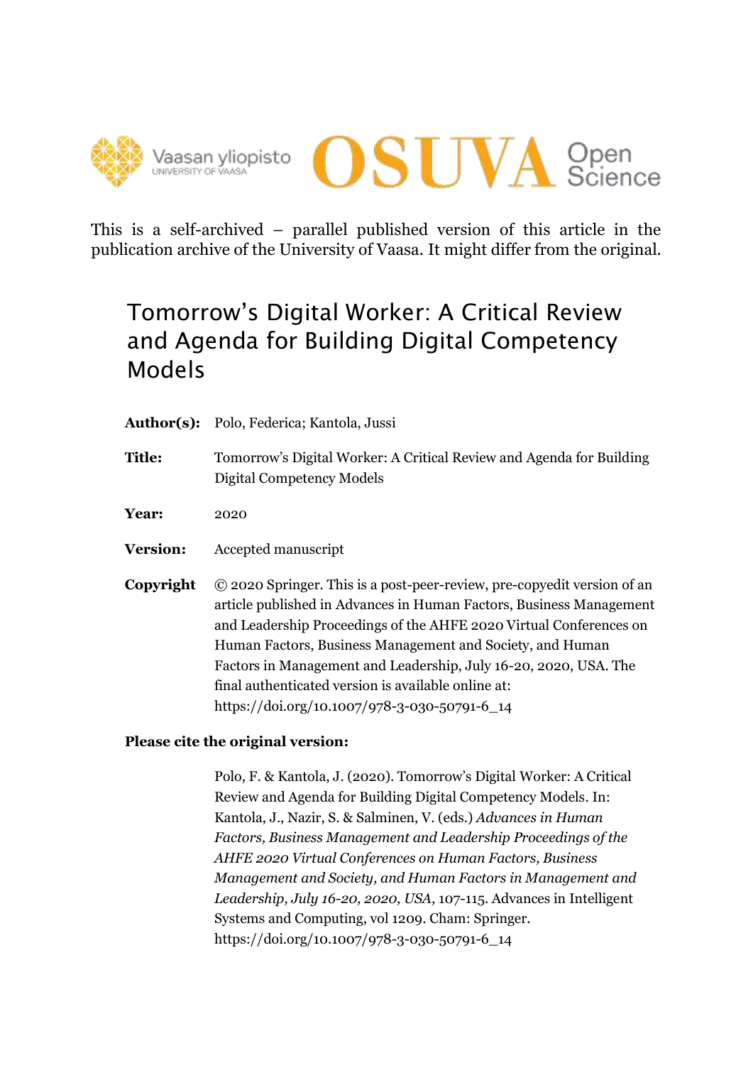This is a self-archived – parallel published version of this article in the publication archive of the University of Vaasa. It might differ from the original.

# Tomorrow's Digital Worker: A Critical Review and Agenda for Building Digital Competency Models

**Author(s):** Polo, Federica; Kantola, Jussi

**Title:** Tomorrow's Digital Worker: A Critical Review and Agenda for Building Digital Competency Models

**Year:** 2020

**Version:** Accepted manuscript

**Copyright** © 2020 Springer. This is a post-peer-review, pre-copyedit version of an article published in Advances in Human Factors, Business Management and Leadership Proceedings of the AHFE 2020 Virtual Conferences on Human Factors, Business Management and Society, and Human Factors in Management and Leadership, July 16-20, 2020, USA. The final authenticated version is available online at: https://doi.org/10.1007/978-3-030-50791-6_14

**Please cite the original version:**

Polo, F. & Kantola, J. (2020). Tomorrow's Digital Worker: A Critical Review and Agenda for Building Digital Competency Models. In: Kantola, J., Nazir, S. & Salminen, V. (eds.) *Advances in Human Factors, Business Management and Leadership Proceedings of the AHFE 2020 Virtual Conferences on Human Factors, Business Management and Society, and Human Factors in Management and Leadership, July 16-20, 2020, USA,* 107-115. Advances in Intelligent Systems and Computing, vol 1209. Cham: Springer. https://doi.org/10.1007/978-3-030-50791-6_14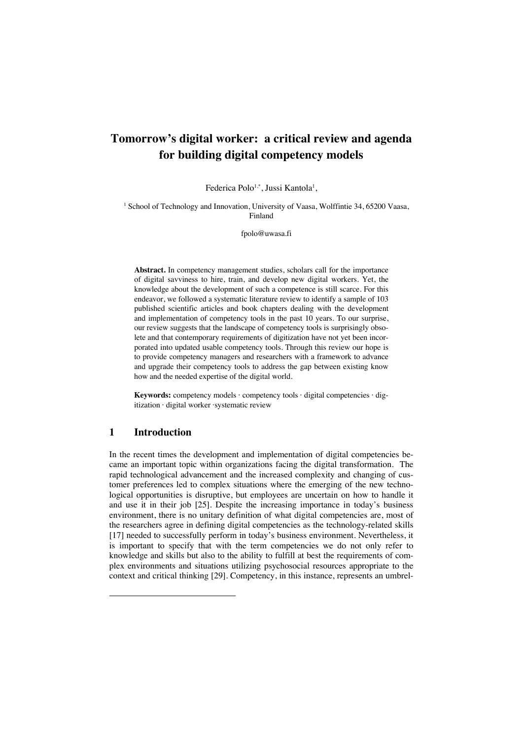# Tomorrow's digital worker: a critical review and agenda for building digital competency models

Federica Polo[1,*], Jussi Kantola[1],

[1] School of Technology and Innovation, University of Vaasa, Wolffintie 34, 65200 Vaasa, Finland

fpolo@uwasa.fi

**Abstract.** In competency management studies, scholars call for the importance of digital savviness to hire, train, and develop new digital workers. Yet, the knowledge about the development of such a competence is still scarce. For this endeavor, we followed a systematic literature review to identify a sample of 103 published scientific articles and book chapters dealing with the development and implementation of competency tools in the past 10 years. To our surprise, our review suggests that the landscape of competency tools is surprisingly obsolete and that contemporary requirements of digitization have not yet been incorporated into updated usable competency tools. Through this review our hope is to provide competency managers and researchers with a framework to advance and upgrade their competency tools to address the gap between existing know how and the needed expertise of the digital world.

**Keywords:** competency models · competency tools · digital competencies · digitization · digital worker ·systematic review

## 1 Introduction

In the recent times the development and implementation of digital competencies became an important topic within organizations facing the digital transformation. The rapid technological advancement and the increased complexity and changing of customer preferences led to complex situations where the emerging of the new technological opportunities is disruptive, but employees are uncertain on how to handle it and use it in their job [25]. Despite the increasing importance in today's business environment, there is no unitary definition of what digital competencies are, most of the researchers agree in defining digital competencies as the technology-related skills [17] needed to successfully perform in today's business environment. Nevertheless, it is important to specify that with the term competencies we do not only refer to knowledge and skills but also to the ability to fulfill at best the requirements of complex environments and situations utilizing psychosocial resources appropriate to the context and critical thinking [29]. Competency, in this instance, represents an umbrel-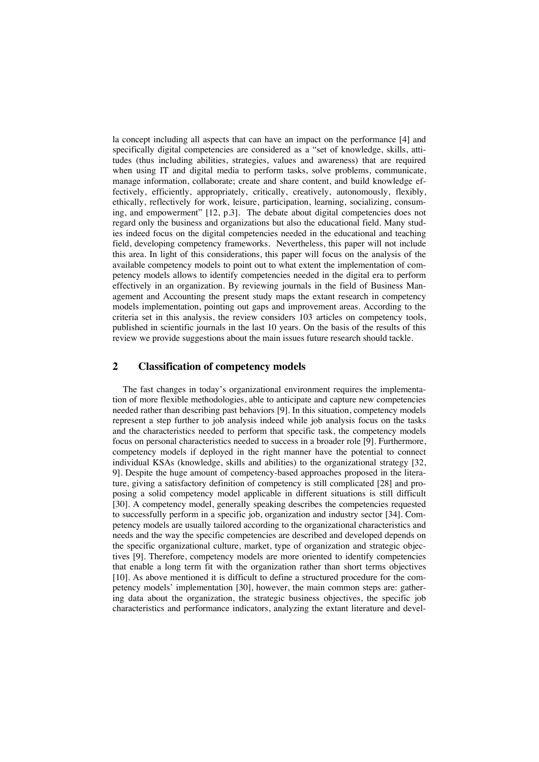la concept including all aspects that can have an impact on the performance [4] and specifically digital competencies are considered as a "set of knowledge, skills, attitudes (thus including abilities, strategies, values and awareness) that are required when using IT and digital media to perform tasks, solve problems, communicate, manage information, collaborate; create and share content, and build knowledge effectively, efficiently, appropriately, critically, creatively, autonomously, flexibly, ethically, reflectively for work, leisure, participation, learning, socializing, consuming, and empowerment" [12, p.3]. The debate about digital competencies does not regard only the business and organizations but also the educational field. Many studies indeed focus on the digital competencies needed in the educational and teaching field, developing competency frameworks. Nevertheless, this paper will not include this area. In light of this considerations, this paper will focus on the analysis of the available competency models to point out to what extent the implementation of competency models allows to identify competencies needed in the digital era to perform effectively in an organization. By reviewing journals in the field of Business Management and Accounting the present study maps the extant research in competency models implementation, pointing out gaps and improvement areas. According to the criteria set in this analysis, the review considers 103 articles on competency tools, published in scientific journals in the last 10 years. On the basis of the results of this review we provide suggestions about the main issues future research should tackle.

## 2 Classification of competency models

The fast changes in today's organizational environment requires the implementation of more flexible methodologies, able to anticipate and capture new competencies needed rather than describing past behaviors [9]. In this situation, competency models represent a step further to job analysis indeed while job analysis focus on the tasks and the characteristics needed to perform that specific task, the competency models focus on personal characteristics needed to success in a broader role [9]. Furthermore, competency models if deployed in the right manner have the potential to connect individual KSAs (knowledge, skills and abilities) to the organizational strategy [32, 9]. Despite the huge amount of competency-based approaches proposed in the literature, giving a satisfactory definition of competency is still complicated [28] and proposing a solid competency model applicable in different situations is still difficult [30]. A competency model, generally speaking describes the competencies requested to successfully perform in a specific job, organization and industry sector [34]. Competency models are usually tailored according to the organizational characteristics and needs and the way the specific competencies are described and developed depends on the specific organizational culture, market, type of organization and strategic objectives [9]. Therefore, competency models are more oriented to identify competencies that enable a long term fit with the organization rather than short terms objectives [10]. As above mentioned it is difficult to define a structured procedure for the competency models' implementation [30], however, the main common steps are: gathering data about the organization, the strategic business objectives, the specific job characteristics and performance indicators, analyzing the extant literature and devel-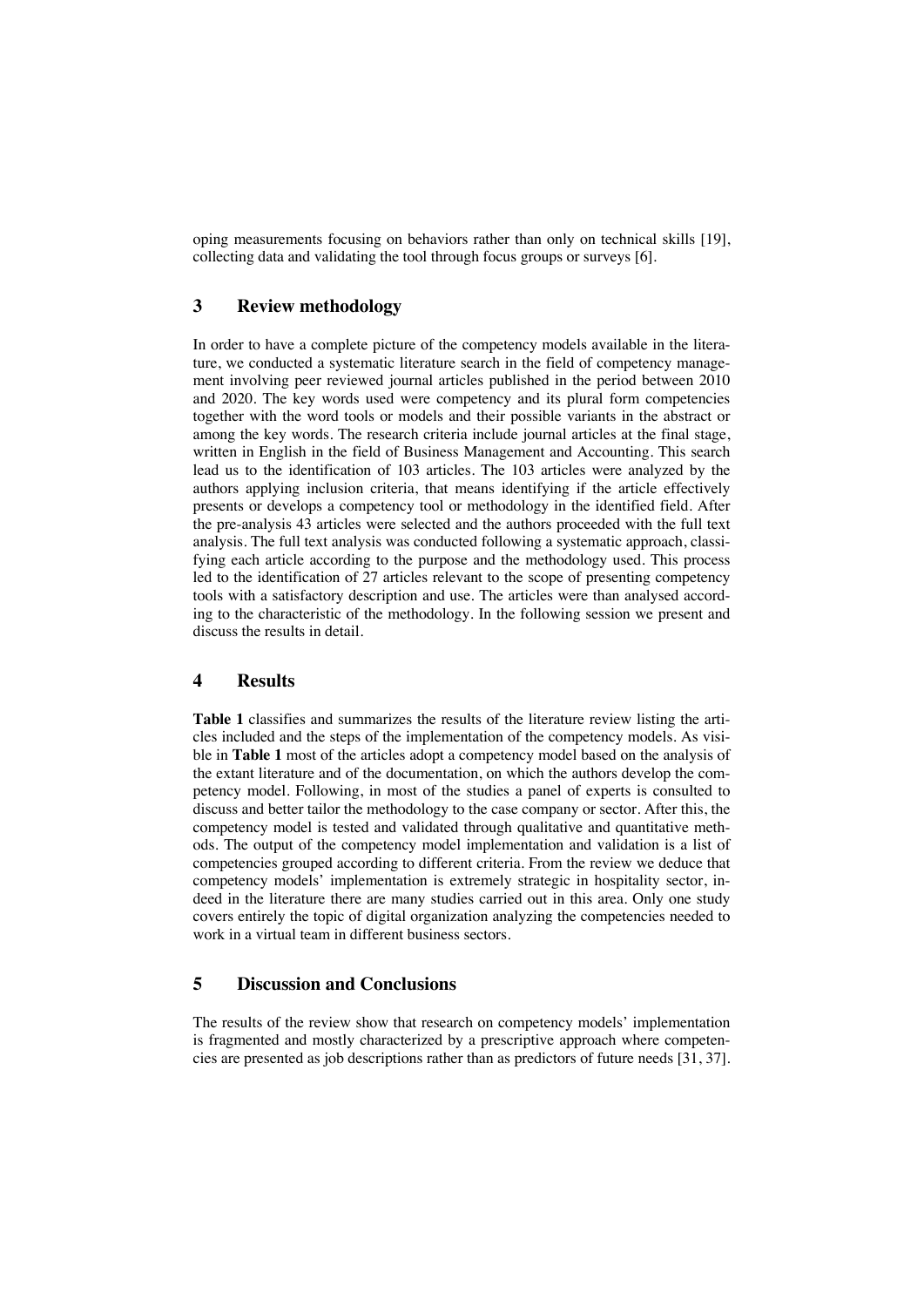oping measurements focusing on behaviors rather than only on technical skills [19], collecting data and validating the tool through focus groups or surveys [6].

## 3 Review methodology

In order to have a complete picture of the competency models available in the literature, we conducted a systematic literature search in the field of competency management involving peer reviewed journal articles published in the period between 2010 and 2020. The key words used were competency and its plural form competencies together with the word tools or models and their possible variants in the abstract or among the key words. The research criteria include journal articles at the final stage, written in English in the field of Business Management and Accounting. This search lead us to the identification of 103 articles. The 103 articles were analyzed by the authors applying inclusion criteria, that means identifying if the article effectively presents or develops a competency tool or methodology in the identified field. After the pre-analysis 43 articles were selected and the authors proceeded with the full text analysis. The full text analysis was conducted following a systematic approach, classifying each article according to the purpose and the methodology used. This process led to the identification of 27 articles relevant to the scope of presenting competency tools with a satisfactory description and use. The articles were than analysed according to the characteristic of the methodology. In the following session we present and discuss the results in detail.

## 4 Results

**Table 1** classifies and summarizes the results of the literature review listing the articles included and the steps of the implementation of the competency models. As visible in **Table 1** most of the articles adopt a competency model based on the analysis of the extant literature and of the documentation, on which the authors develop the competency model. Following, in most of the studies a panel of experts is consulted to discuss and better tailor the methodology to the case company or sector. After this, the competency model is tested and validated through qualitative and quantitative methods. The output of the competency model implementation and validation is a list of competencies grouped according to different criteria. From the review we deduce that competency models' implementation is extremely strategic in hospitality sector, indeed in the literature there are many studies carried out in this area. Only one study covers entirely the topic of digital organization analyzing the competencies needed to work in a virtual team in different business sectors.

## 5 Discussion and Conclusions

The results of the review show that research on competency models' implementation is fragmented and mostly characterized by a prescriptive approach where competencies are presented as job descriptions rather than as predictors of future needs [31, 37].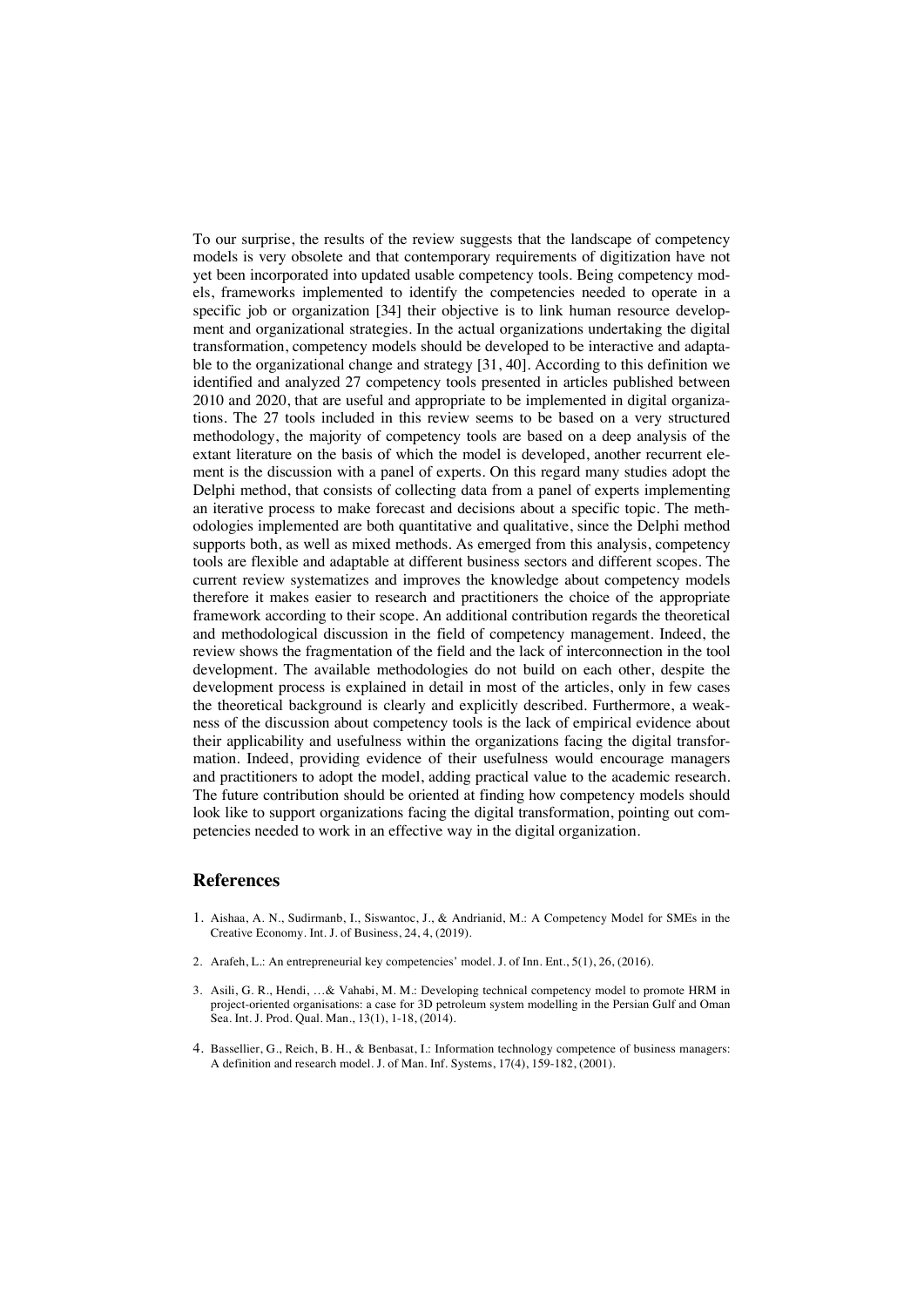To our surprise, the results of the review suggests that the landscape of competency models is very obsolete and that contemporary requirements of digitization have not yet been incorporated into updated usable competency tools. Being competency models, frameworks implemented to identify the competencies needed to operate in a specific job or organization [34] their objective is to link human resource development and organizational strategies. In the actual organizations undertaking the digital transformation, competency models should be developed to be interactive and adaptable to the organizational change and strategy [31, 40]. According to this definition we identified and analyzed 27 competency tools presented in articles published between 2010 and 2020, that are useful and appropriate to be implemented in digital organizations. The 27 tools included in this review seems to be based on a very structured methodology, the majority of competency tools are based on a deep analysis of the extant literature on the basis of which the model is developed, another recurrent element is the discussion with a panel of experts. On this regard many studies adopt the Delphi method, that consists of collecting data from a panel of experts implementing an iterative process to make forecast and decisions about a specific topic. The methodologies implemented are both quantitative and qualitative, since the Delphi method supports both, as well as mixed methods. As emerged from this analysis, competency tools are flexible and adaptable at different business sectors and different scopes. The current review systematizes and improves the knowledge about competency models therefore it makes easier to research and practitioners the choice of the appropriate framework according to their scope. An additional contribution regards the theoretical and methodological discussion in the field of competency management. Indeed, the review shows the fragmentation of the field and the lack of interconnection in the tool development. The available methodologies do not build on each other, despite the development process is explained in detail in most of the articles, only in few cases the theoretical background is clearly and explicitly described. Furthermore, a weakness of the discussion about competency tools is the lack of empirical evidence about their applicability and usefulness within the organizations facing the digital transformation. Indeed, providing evidence of their usefulness would encourage managers and practitioners to adopt the model, adding practical value to the academic research. The future contribution should be oriented at finding how competency models should look like to support organizations facing the digital transformation, pointing out competencies needed to work in an effective way in the digital organization.

## References

1. Aishaa, A. N., Sudirmanb, I., Siswantoc, J., & Andrianid, M.: A Competency Model for SMEs in the Creative Economy. Int. J. of Business, 24, 4, (2019).
2. Arafeh, L.: An entrepreneurial key competencies' model. J. of Inn. Ent., 5(1), 26, (2016).
3. Asili, G. R., Hendi, …& Vahabi, M. M.: Developing technical competency model to promote HRM in project-oriented organisations: a case for 3D petroleum system modelling in the Persian Gulf and Oman Sea. Int. J. Prod. Qual. Man., 13(1), 1-18, (2014).
4. Bassellier, G., Reich, B. H., & Benbasat, I.: Information technology competence of business managers: A definition and research model. J. of Man. Inf. Systems, 17(4), 159-182, (2001).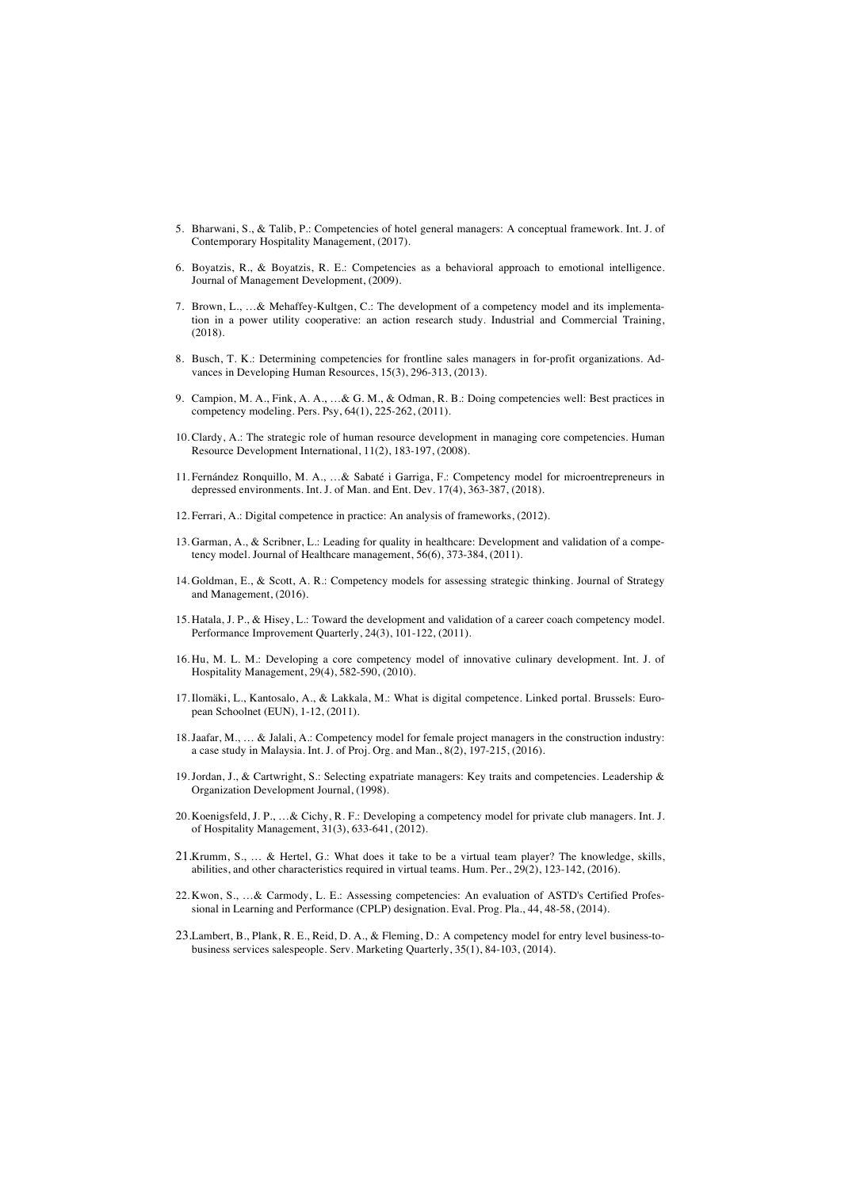5. Bharwani, S., & Talib, P.: Competencies of hotel general managers: A conceptual framework. Int. J. of Contemporary Hospitality Management, (2017).

6. Boyatzis, R., & Boyatzis, R. E.: Competencies as a behavioral approach to emotional intelligence. Journal of Management Development, (2009).

7. Brown, L., …& Mehaffey-Kultgen, C.: The development of a competency model and its implementation in a power utility cooperative: an action research study. Industrial and Commercial Training, (2018).

8. Busch, T. K.: Determining competencies for frontline sales managers in for-profit organizations. Advances in Developing Human Resources, 15(3), 296-313, (2013).

9. Campion, M. A., Fink, A. A., …& G. M., & Odman, R. B.: Doing competencies well: Best practices in competency modeling. Pers. Psy, 64(1), 225-262, (2011).

10. Clardy, A.: The strategic role of human resource development in managing core competencies. Human Resource Development International, 11(2), 183-197, (2008).

11. Fernández Ronquillo, M. A., …& Sabaté i Garriga, F.: Competency model for microentrepreneurs in depressed environments. Int. J. of Man. and Ent. Dev. 17(4), 363-387, (2018).

12. Ferrari, A.: Digital competence in practice: An analysis of frameworks, (2012).

13. Garman, A., & Scribner, L.: Leading for quality in healthcare: Development and validation of a competency model. Journal of Healthcare management, 56(6), 373-384, (2011).

14. Goldman, E., & Scott, A. R.: Competency models for assessing strategic thinking. Journal of Strategy and Management, (2016).

15. Hatala, J. P., & Hisey, L.: Toward the development and validation of a career coach competency model. Performance Improvement Quarterly, 24(3), 101-122, (2011).

16. Hu, M. L. M.: Developing a core competency model of innovative culinary development. Int. J. of Hospitality Management, 29(4), 582-590, (2010).

17. Ilomäki, L., Kantosalo, A., & Lakkala, M.: What is digital competence. Linked portal. Brussels: European Schoolnet (EUN), 1-12, (2011).

18. Jaafar, M., … & Jalali, A.: Competency model for female project managers in the construction industry: a case study in Malaysia. Int. J. of Proj. Org. and Man., 8(2), 197-215, (2016).

19. Jordan, J., & Cartwright, S.: Selecting expatriate managers: Key traits and competencies. Leadership & Organization Development Journal, (1998).

20. Koenigsfeld, J. P., …& Cichy, R. F.: Developing a competency model for private club managers. Int. J. of Hospitality Management, 31(3), 633-641, (2012).

21. Krumm, S., … & Hertel, G.: What does it take to be a virtual team player? The knowledge, skills, abilities, and other characteristics required in virtual teams. Hum. Per., 29(2), 123-142, (2016).

22. Kwon, S., …& Carmody, L. E.: Assessing competencies: An evaluation of ASTD's Certified Professional in Learning and Performance (CPLP) designation. Eval. Prog. Pla., 44, 48-58, (2014).

23. Lambert, B., Plank, R. E., Reid, D. A., & Fleming, D.: A competency model for entry level business-to-business services salespeople. Serv. Marketing Quarterly, 35(1), 84-103, (2014).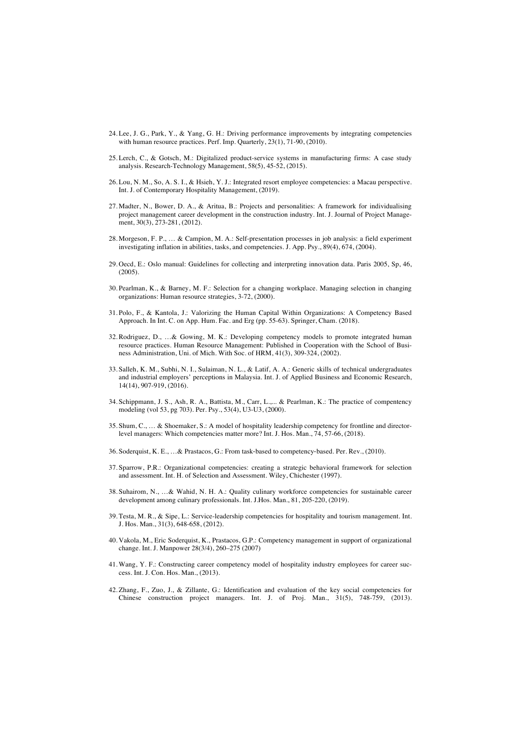24. Lee, J. G., Park, Y., & Yang, G. H.: Driving performance improvements by integrating competencies with human resource practices. Perf. Imp. Quarterly, 23(1), 71-90, (2010).

25. Lerch, C., & Gotsch, M.: Digitalized product-service systems in manufacturing firms: A case study analysis. Research-Technology Management, 58(5), 45-52, (2015).

26. Lou, N. M., So, A. S. I., & Hsieh, Y. J.: Integrated resort employee competencies: a Macau perspective. Int. J. of Contemporary Hospitality Management, (2019).

27. Madter, N., Bower, D. A., & Aritua, B.: Projects and personalities: A framework for individualising project management career development in the construction industry. Int. J. Journal of Project Management, 30(3), 273-281, (2012).

28. Morgeson, F. P., … & Campion, M. A.: Self-presentation processes in job analysis: a field experiment investigating inflation in abilities, tasks, and competencies. J. App. Psy., 89(4), 674, (2004).

29. Oecd, E.: Oslo manual: Guidelines for collecting and interpreting innovation data. Paris 2005, Sp, 46, (2005).

30. Pearlman, K., & Barney, M. F.: Selection for a changing workplace. Managing selection in changing organizations: Human resource strategies, 3-72, (2000).

31. Polo, F., & Kantola, J.: Valorizing the Human Capital Within Organizations: A Competency Based Approach. In Int. C. on App. Hum. Fac. and Erg (pp. 55-63). Springer, Cham. (2018).

32. Rodriguez, D., …& Gowing, M. K.: Developing competency models to promote integrated human resource practices. Human Resource Management: Published in Cooperation with the School of Business Administration, Uni. of Mich. With Soc. of HRM, 41(3), 309-324, (2002).

33. Salleh, K. M., Subhi, N. I., Sulaiman, N. L., & Latif, A. A.: Generic skills of technical undergraduates and industrial employers' perceptions in Malaysia. Int. J. of Applied Business and Economic Research, 14(14), 907-919, (2016).

34. Schippmann, J. S., Ash, R. A., Battista, M., Carr, L.,... & Pearlman, K.: The practice of compentency modeling (vol 53, pg 703). Per. Psy., 53(4), U3-U3, (2000).

35. Shum, C., … & Shoemaker, S.: A model of hospitality leadership competency for frontline and director-level managers: Which competencies matter more? Int. J. Hos. Man., 74, 57-66, (2018).

36. Soderquist, K. E., …& Prastacos, G.: From task-based to competency-based. Per. Rev., (2010).

37. Sparrow, P.R.: Organizational competencies: creating a strategic behavioral framework for selection and assessment. Int. H. of Selection and Assessment. Wiley, Chichester (1997).

38. Suhairom, N., …& Wahid, N. H. A.: Quality culinary workforce competencies for sustainable career development among culinary professionals. Int. J.Hos. Man., 81, 205-220, (2019).

39. Testa, M. R., & Sipe, L.: Service-leadership competencies for hospitality and tourism management. Int. J. Hos. Man., 31(3), 648-658, (2012).

40. Vakola, M., Eric Soderquist, K., Prastacos, G.P.: Competency management in support of organizational change. Int. J. Manpower 28(3/4), 260–275 (2007)

41. Wang, Y. F.: Constructing career competency model of hospitality industry employees for career success. Int. J. Con. Hos. Man., (2013).

42. Zhang, F., Zuo, J., & Zillante, G.: Identification and evaluation of the key social competencies for Chinese construction project managers. Int. J. of Proj. Man., 31(5), 748-759, (2013).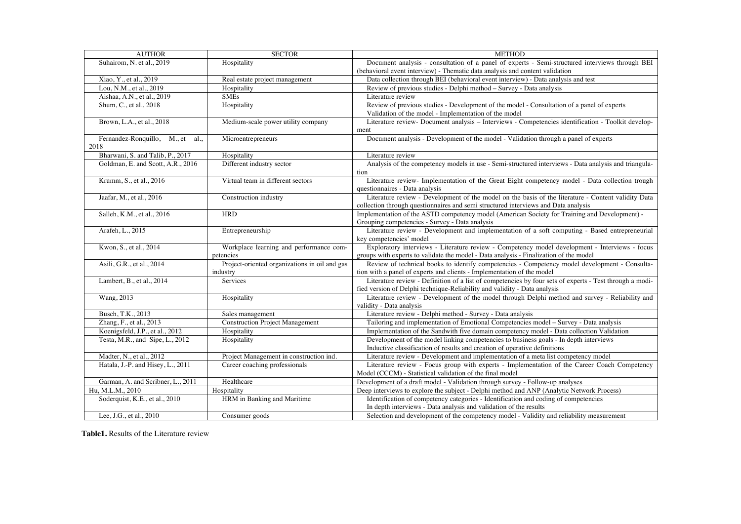| AUTHOR | SECTOR | METHOD |
|---|---|---|
| Suhairom, N. et al., 2019 | Hospitality | Document analysis - consultation of a panel of experts - Semi-structured interviews through BEI (behavioral event interview) - Thematic data analysis and content validation |
| Xiao, Y., et al., 2019 | Real estate project management | Data collection through BEI (behavioral event interview) - Data analysis and test |
| Lou, N.M., et al., 2019 | Hospitality | Review of previous studies - Delphi method – Survey - Data analysis |
| Aishaa, A.N., et al., 2019 | SMEs | Literature review |
| Shum, C., et al., 2018 | Hospitality | Review of previous studies - Development of the model - Consultation of a panel of experts Validation of the model - Implementation of the model |
| Brown, L.A., et al., 2018 | Medium-scale power utility company | Literature review- Document analysis – Interviews - Competencies identification - Toolkit development |
| Fernandez-Ronquillo, M., et al., 2018 | Microentrepreneurs | Document analysis - Development of the model - Validation through a panel of experts |
| Bharwani, S. and Talib, P., 2017 | Hospitality | Literature review |
| Goldman, E. and Scott, A.R., 2016 | Different industry sector | Analysis of the competency models in use - Semi-structured interviews - Data analysis and triangulation |
| Krumm, S., et al., 2016 | Virtual team in different sectors | Literature review- Implementation of the Great Eight competency model - Data collection trough questionnaires - Data analysis |
| Jaafar, M., et al., 2016 | Construction industry | Literature review - Development of the model on the basis of the literature - Content validity Data collection through questionnaires and semi structured interviews and Data analysis |
| Salleh, K.M., et al., 2016 | HRD | Implementation of the ASTD competency model (American Society for Training and Development) - Grouping competencies - Survey - Data analysis |
| Arafeh, L., 2015 | Entrepreneurship | Literature review - Development and implementation of a soft computing - Based entrepreneurial key competencies' model |
| Kwon, S., et al., 2014 | Workplace learning and performance competencies | Exploratory interviews - Literature review - Competency model development - Interviews - focus groups with experts to validate the model - Data analysis - Finalization of the model |
| Asili, G.R., et al., 2014 | Project-oriented organizations in oil and gas industry | Review of technical books to identify competencies - Competency model development - Consultation with a panel of experts and clients - Implementation of the model |
| Lambert, B., et al., 2014 | Services | Literature review - Definition of a list of competencies by four sets of experts - Test through a modified version of Delphi technique-Reliability and validity - Data analysis |
| Wang, 2013 | Hospitality | Literature review - Development of the model through Delphi method and survey - Reliability and validity - Data analysis |
| Busch, T.K., 2013 | Sales management | Literature review - Delphi method - Survey - Data analysis |
| Zhang, F., et al., 2013 | Construction Project Management | Tailoring and implementation of Emotional Competencies model – Survey - Data analysis |
| Koenigsfeld, J.P., et al., 2012 | Hospitality | Implementation of the Sandwith five domain competency model - Data collection Validation |
| Testa, M.R., and Sipe, L., 2012 | Hospitality | Development of the model linking competencies to business goals - In depth interviews Inductive classification of results and creation of operative definitions |
| Madter, N., et al., 2012 | Project Management in construction ind. | Literature review - Development and implementation of a meta list competency model |
| Hatala, J.-P. and Hisey, L., 2011 | Career coaching professionals | Literature review - Focus group with experts - Implementation of the Career Coach Competency Model (CCCM) - Statistical validation of the final model |
| Garman, A. and Scribner, L., 2011 | Healthcare | Development of a draft model - Validation through survey - Follow-up analyses |
| Hu, M.L.M., 2010 | Hospitality | Deep interviews to explore the subject - Delphi method and ANP (Analytic Network Process) |
| Soderquist, K.E., et al., 2010 | HRM in Banking and Maritime | Identification of competency categories - Identification and coding of competencies In depth interviews - Data analysis and validation of the results |
| Lee, J.G., et al., 2010 | Consumer goods | Selection and development of the competency model - Validity and reliability measurement |

**Table1.** Results of the Literature review